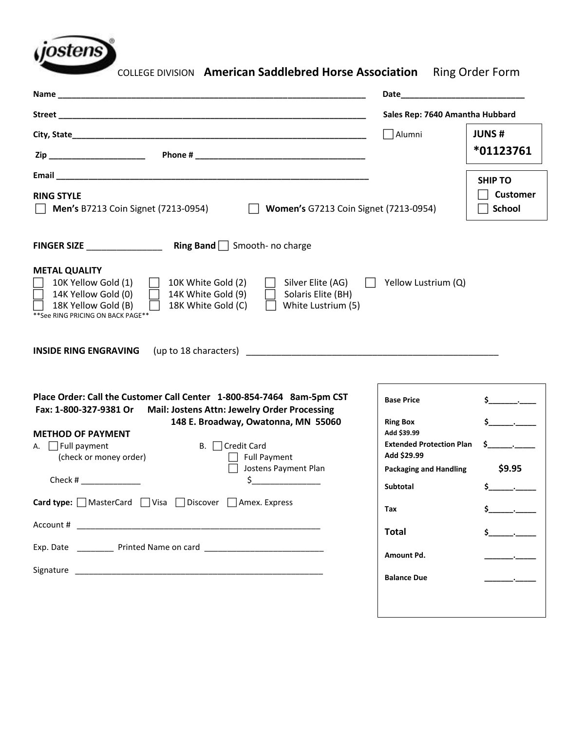jostens®

COLLEGE DIVISION **American Saddlebred Horse Association** Ring Order Form

**Name** ______________________________________________ **Date** ______________________

**Street** ______________________________________________ **Sales Rep: 7640 Amantha Hubbard**

**City, State** ______________________________________________ ☐ Alumni

**JUNS #**
**\*01123761**

**Zip** ________________ **Phone #** ______________________________

**Email** ______________________________________________

**SHIP TO**
☐ **Customer**
☐ **School**

**RING STYLE**

☐ **Men's** B7213 Coin Signet (7213-0954) ☐ **Women's** G7213 Coin Signet (7213-0954)

**FINGER SIZE** ____________ **Ring Band** ☐ Smooth- no charge

**METAL QUALITY**

☐ 10K Yellow Gold (1) ☐ 10K White Gold (2) ☐ Silver Elite (AG) ☐ Yellow Lustrium (Q)
☐ 14K Yellow Gold (0) ☐ 14K White Gold (9) ☐ Solaris Elite (BH)
☐ 18K Yellow Gold (B) ☐ 18K White Gold (C) ☐ White Lustrium (5)

\*\*See RING PRICING ON BACK PAGE\*\*

**INSIDE RING ENGRAVING** (up to 18 characters) ______________________________________

**Place Order: Call the Customer Call Center 1-800-854-7464 8am-5pm CST**
**Fax: 1-800-327-9381 Or Mail: Jostens Attn: Jewelry Order Processing**
**148 E. Broadway, Owatonna, MN 55060**

**METHOD OF PAYMENT**

A. ☐ Full payment (check or money order)

Check # ____________

B. ☐ Credit Card
☐ Full Payment
☐ Jostens Payment Plan
$______________

**Card type:** ☐ MasterCard ☐ Visa ☐ Discover ☐ Amex. Express

Account # ______________________________________________

Exp. Date ________ Printed Name on card ______________________

Signature ______________________________________________

| | |
|---|---|
| **Base Price** | $______.____ |
| **Ring Box** Add $39.99 | $______.____ |
| **Extended Protection Plan** Add $29.99 | $______.____ |
| **Packaging and Handling** | **$9.95** |
| **Subtotal** | $______.____ |
| **Tax** | $______.____ |
| **Total** | $______.____ |
| **Amount Pd.** | ______.____ |
| **Balance Due** | ______.____ |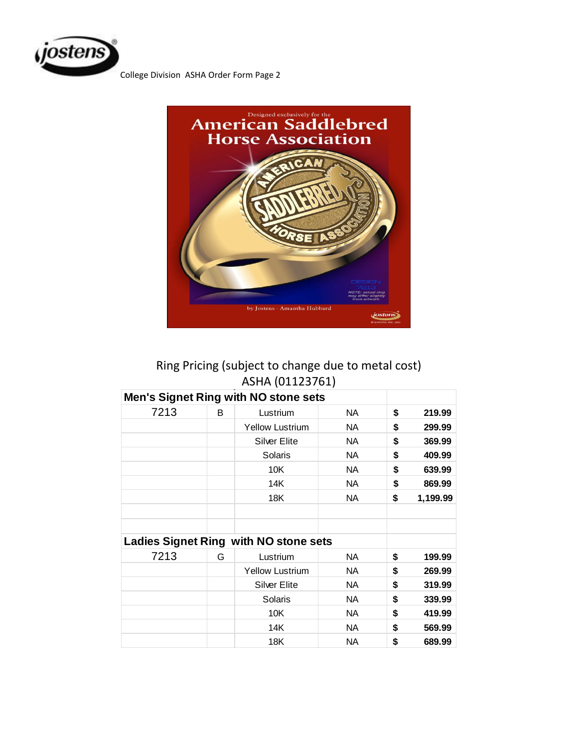College Division ASHA Order Form Page 2

Ring Pricing (subject to change due to metal cost)
ASHA (01123761)

| **Men's Signet Ring with NO stone sets** | | | | | |
|---|---|---|---|---|---|
| 7213 | B | Lustrium | NA | **$** | **219.99** |
| | | Yellow Lustrium | NA | **$** | **299.99** |
| | | Silver Elite | NA | **$** | **369.99** |
| | | Solaris | NA | **$** | **409.99** |
| | | 10K | NA | **$** | **639.99** |
| | | 14K | NA | **$** | **869.99** |
| | | 18K | NA | **$** | **1,199.99** |
| | | | | | |
| | | | | | |
| **Ladies Signet Ring with NO stone sets** | | | | | |
| 7213 | G | Lustrium | NA | **$** | **199.99** |
| | | Yellow Lustrium | NA | **$** | **269.99** |
| | | Silver Elite | NA | **$** | **319.99** |
| | | Solaris | NA | **$** | **339.99** |
| | | 10K | NA | **$** | **419.99** |
| | | 14K | NA | **$** | **569.99** |
| | | 18K | NA | **$** | **689.99** |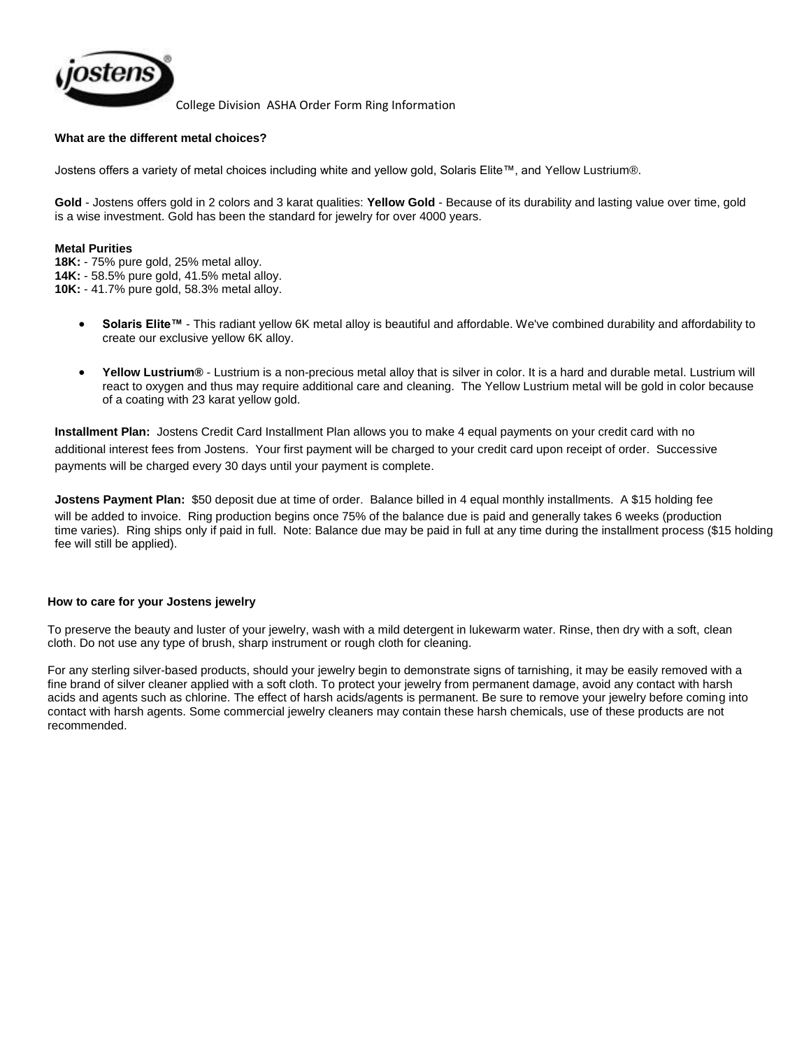College Division ASHA Order Form Ring Information

**What are the different metal choices?**

Jostens offers a variety of metal choices including white and yellow gold, Solaris Elite™, and Yellow Lustrium®.

**Gold** - Jostens offers gold in 2 colors and 3 karat qualities: **Yellow Gold** - Because of its durability and lasting value over time, gold is a wise investment. Gold has been the standard for jewelry for over 4000 years.

**Metal Purities**
**18K:** - 75% pure gold, 25% metal alloy.
**14K:** - 58.5% pure gold, 41.5% metal alloy.
**10K:** - 41.7% pure gold, 58.3% metal alloy.

- **Solaris Elite™** - This radiant yellow 6K metal alloy is beautiful and affordable. We've combined durability and affordability to create our exclusive yellow 6K alloy.
- **Yellow Lustrium®** - Lustrium is a non-precious metal alloy that is silver in color. It is a hard and durable metal. Lustrium will react to oxygen and thus may require additional care and cleaning. The Yellow Lustrium metal will be gold in color because of a coating with 23 karat yellow gold.

**Installment Plan:** Jostens Credit Card Installment Plan allows you to make 4 equal payments on your credit card with no additional interest fees from Jostens. Your first payment will be charged to your credit card upon receipt of order. Successive payments will be charged every 30 days until your payment is complete.

**Jostens Payment Plan:** $50 deposit due at time of order. Balance billed in 4 equal monthly installments. A $15 holding fee will be added to invoice. Ring production begins once 75% of the balance due is paid and generally takes 6 weeks (production time varies). Ring ships only if paid in full. Note: Balance due may be paid in full at any time during the installment process ($15 holding fee will still be applied).

**How to care for your Jostens jewelry**

To preserve the beauty and luster of your jewelry, wash with a mild detergent in lukewarm water. Rinse, then dry with a soft, clean cloth. Do not use any type of brush, sharp instrument or rough cloth for cleaning.

For any sterling silver-based products, should your jewelry begin to demonstrate signs of tarnishing, it may be easily removed with a fine brand of silver cleaner applied with a soft cloth. To protect your jewelry from permanent damage, avoid any contact with harsh acids and agents such as chlorine. The effect of harsh acids/agents is permanent. Be sure to remove your jewelry before coming into contact with harsh agents. Some commercial jewelry cleaners may contain these harsh chemicals, use of these products are not recommended.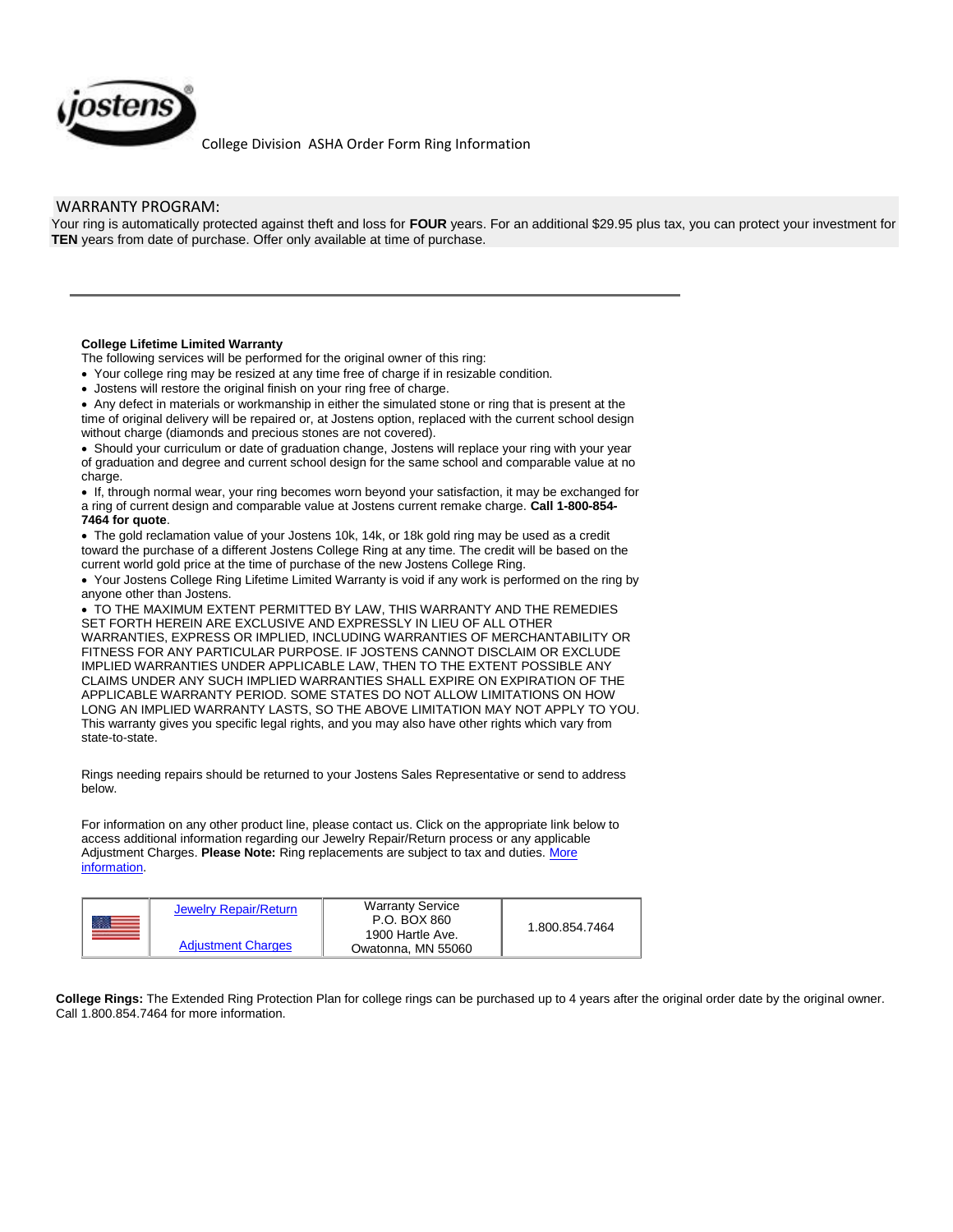College Division ASHA Order Form Ring Information

## WARRANTY PROGRAM:

Your ring is automatically protected against theft and loss for **FOUR** years. For an additional $29.95 plus tax, you can protect your investment for **TEN** years from date of purchase. Offer only available at time of purchase.

---

**College Lifetime Limited Warranty**

The following services will be performed for the original owner of this ring:

- Your college ring may be resized at any time free of charge if in resizable condition.
- Jostens will restore the original finish on your ring free of charge.
- Any defect in materials or workmanship in either the simulated stone or ring that is present at the time of original delivery will be repaired or, at Jostens option, replaced with the current school design without charge (diamonds and precious stones are not covered).
- Should your curriculum or date of graduation change, Jostens will replace your ring with your year of graduation and degree and current school design for the same school and comparable value at no charge.
- If, through normal wear, your ring becomes worn beyond your satisfaction, it may be exchanged for a ring of current design and comparable value at Jostens current remake charge. **Call 1-800-854-7464 for quote**.
- The gold reclamation value of your Jostens 10k, 14k, or 18k gold ring may be used as a credit toward the purchase of a different Jostens College Ring at any time. The credit will be based on the current world gold price at the time of purchase of the new Jostens College Ring.
- Your Jostens College Ring Lifetime Limited Warranty is void if any work is performed on the ring by anyone other than Jostens.
- TO THE MAXIMUM EXTENT PERMITTED BY LAW, THIS WARRANTY AND THE REMEDIES SET FORTH HEREIN ARE EXCLUSIVE AND EXPRESSLY IN LIEU OF ALL OTHER WARRANTIES, EXPRESS OR IMPLIED, INCLUDING WARRANTIES OF MERCHANTABILITY OR FITNESS FOR ANY PARTICULAR PURPOSE. IF JOSTENS CANNOT DISCLAIM OR EXCLUDE IMPLIED WARRANTIES UNDER APPLICABLE LAW, THEN TO THE EXTENT POSSIBLE ANY CLAIMS UNDER ANY SUCH IMPLIED WARRANTIES SHALL EXPIRE ON EXPIRATION OF THE APPLICABLE WARRANTY PERIOD. SOME STATES DO NOT ALLOW LIMITATIONS ON HOW LONG AN IMPLIED WARRANTY LASTS, SO THE ABOVE LIMITATION MAY NOT APPLY TO YOU. This warranty gives you specific legal rights, and you may also have other rights which vary from state-to-state.

Rings needing repairs should be returned to your Jostens Sales Representative or send to address below.

For information on any other product line, please contact us. Click on the appropriate link below to access additional information regarding our Jewelry Repair/Return process or any applicable Adjustment Charges. **Please Note:** Ring replacements are subject to tax and duties. More information.

| | | | |
|---|---|---|---|
| | Jewelry Repair/Return<br><br>Adjustment Charges | Warranty Service<br>P.O. BOX 860<br>1900 Hartle Ave.<br>Owatonna, MN 55060 | 1.800.854.7464 |

**College Rings:** The Extended Ring Protection Plan for college rings can be purchased up to 4 years after the original order date by the original owner. Call 1.800.854.7464 for more information.